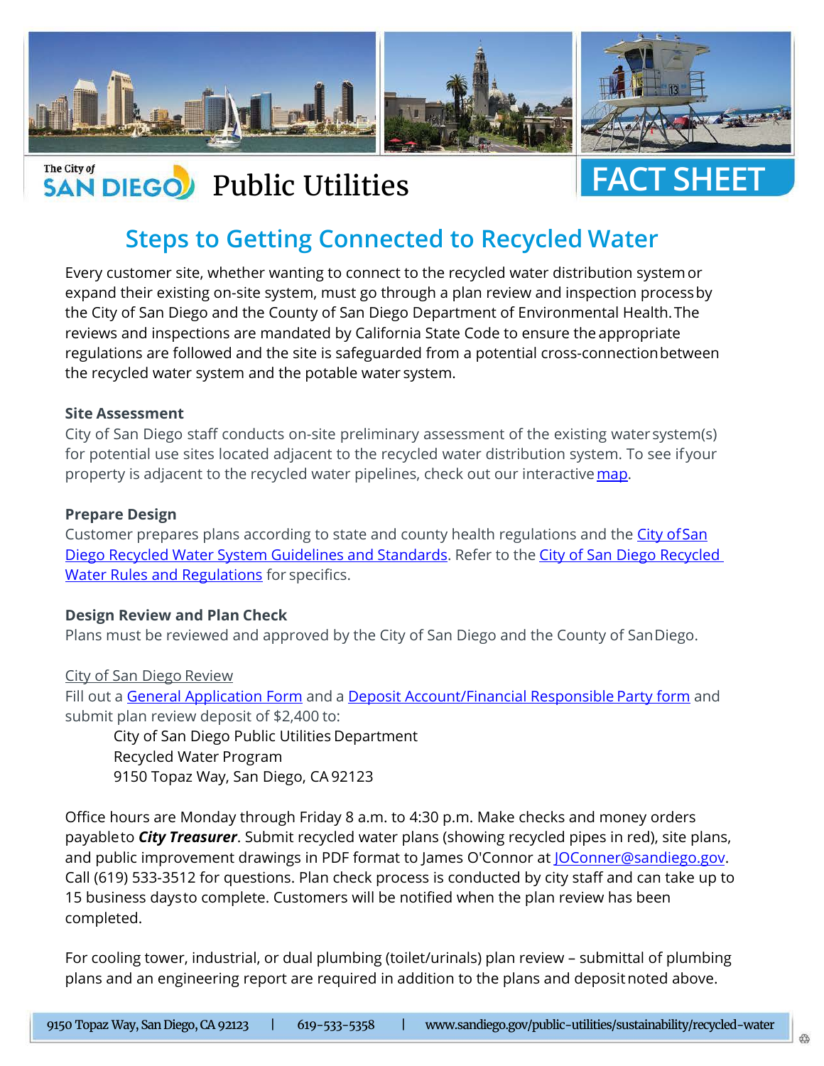The City of SAN DIEGO Public Utilities

FACT SHEET

# Steps to Getting Connected to Recycled Water

Every customer site, whether wanting to connect to the recycled water distribution system or expand their existing on-site system, must go through a plan review and inspection process by the City of San Diego and the County of San Diego Department of Environmental Health. The reviews and inspections are mandated by California State Code to ensure the appropriate regulations are followed and the site is safeguarded from a potential cross-connection between the recycled water system and the potable water system.

### Site Assessment

City of San Diego staff conducts on-site preliminary assessment of the existing water system(s) for potential use sites located adjacent to the recycled water distribution system. To see if your property is adjacent to the recycled water pipelines, check out our interactive map.

### Prepare Design

Customer prepares plans according to state and county health regulations and the City of San Diego Recycled Water System Guidelines and Standards. Refer to the City of San Diego Recycled Water Rules and Regulations for specifics.

### Design Review and Plan Check

Plans must be reviewed and approved by the City of San Diego and the County of San Diego.

City of San Diego Review

Fill out a General Application Form and a Deposit Account/Financial Responsible Party form and submit plan review deposit of $2,400 to:

City of San Diego Public Utilities Department
Recycled Water Program
9150 Topaz Way, San Diego, CA 92123

Office hours are Monday through Friday 8 a.m. to 4:30 p.m. Make checks and money orders payable to ***City Treasurer***. Submit recycled water plans (showing recycled pipes in red), site plans, and public improvement drawings in PDF format to James O'Connor at JOConner@sandiego.gov. Call (619) 533-3512 for questions. Plan check process is conducted by city staff and can take up to 15 business days to complete. Customers will be notified when the plan review has been completed.

For cooling tower, industrial, or dual plumbing (toilet/urinals) plan review – submittal of plumbing plans and an engineering report are required in addition to the plans and deposit noted above.

9150 Topaz Way, San Diego, CA 92123 | 619-533-5358 | www.sandiego.gov/public-utilities/sustainability/recycled-water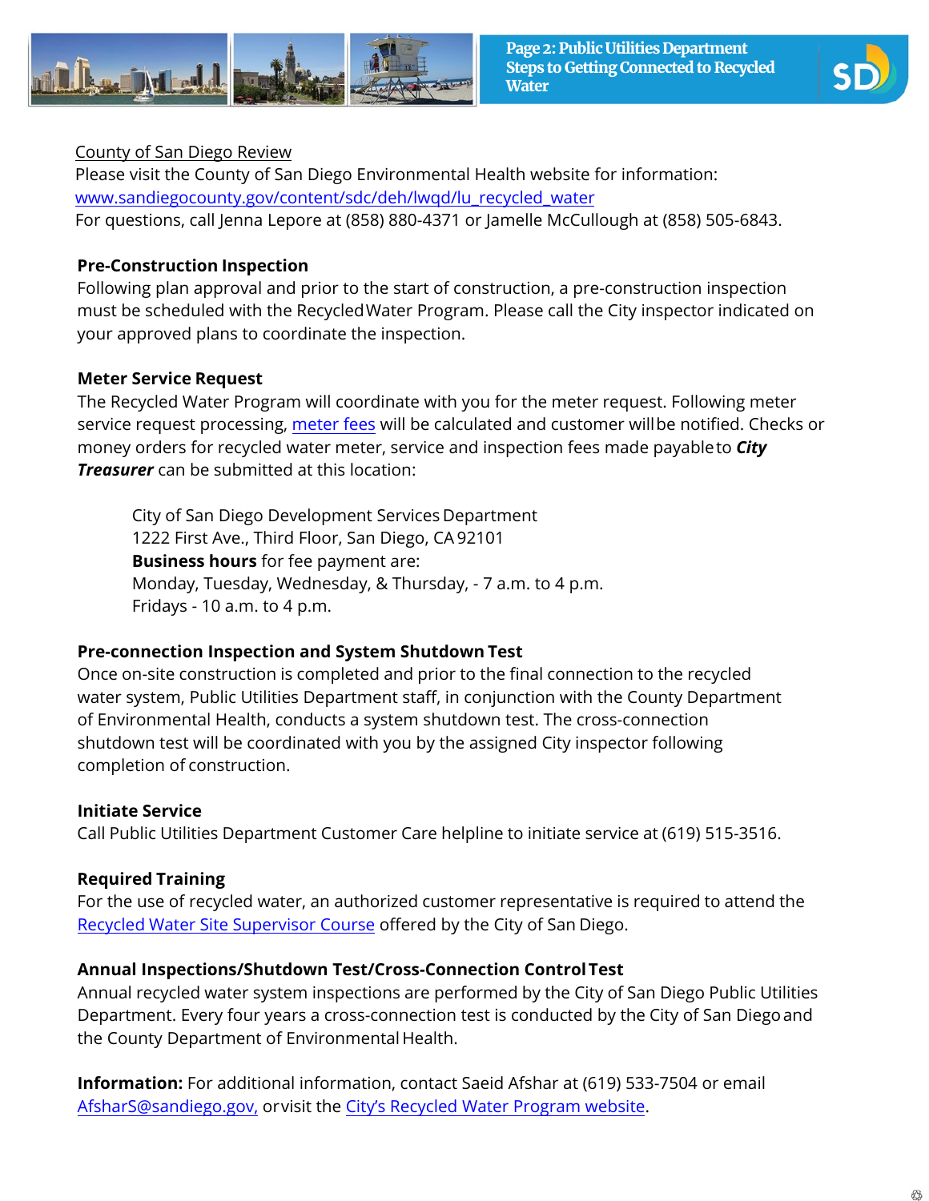County of San Diego Review

Please visit the County of San Diego Environmental Health website for information: www.sandiegocounty.gov/content/sdc/deh/lwqd/lu_recycled_water

For questions, call Jenna Lepore at (858) 880-4371 or Jamelle McCullough at (858) 505-6843.

**Pre-Construction Inspection**

Following plan approval and prior to the start of construction, a pre-construction inspection must be scheduled with the Recycled Water Program. Please call the City inspector indicated on your approved plans to coordinate the inspection.

**Meter Service Request**

The Recycled Water Program will coordinate with you for the meter request. Following meter service request processing, meter fees will be calculated and customer will be notified. Checks or money orders for recycled water meter, service and inspection fees made payable to ***City Treasurer*** can be submitted at this location:

> City of San Diego Development Services Department
> 1222 First Ave., Third Floor, San Diego, CA 92101
> **Business hours** for fee payment are:
> Monday, Tuesday, Wednesday, & Thursday, - 7 a.m. to 4 p.m.
> Fridays - 10 a.m. to 4 p.m.

**Pre-connection Inspection and System Shutdown Test**

Once on-site construction is completed and prior to the final connection to the recycled water system, Public Utilities Department staff, in conjunction with the County Department of Environmental Health, conducts a system shutdown test. The cross-connection shutdown test will be coordinated with you by the assigned City inspector following completion of construction.

**Initiate Service**

Call Public Utilities Department Customer Care helpline to initiate service at (619) 515-3516.

**Required Training**

For the use of recycled water, an authorized customer representative is required to attend the Recycled Water Site Supervisor Course offered by the City of San Diego.

**Annual Inspections/Shutdown Test/Cross-Connection Control Test**

Annual recycled water system inspections are performed by the City of San Diego Public Utilities Department. Every four years a cross-connection test is conducted by the City of San Diego and the County Department of Environmental Health.

**Information:** For additional information, contact Saeid Afshar at (619) 533-7504 or email AfsharS@sandiego.gov, or visit the City's Recycled Water Program website.